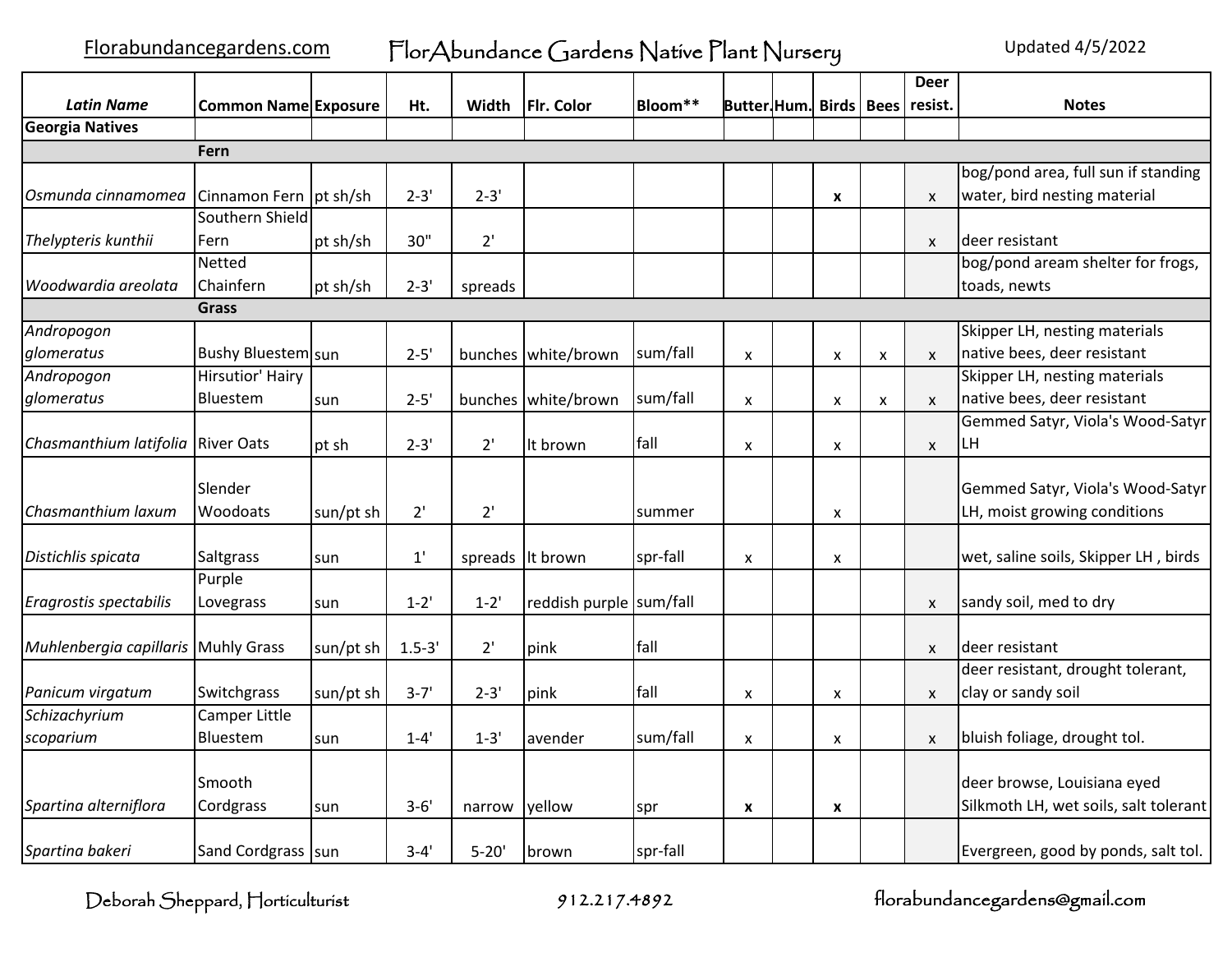Florabundancegardens.com FlorAbundance Gardens Native Plant Nursery Updated 4/5/2022

| *Latin Name* | Common Name | Exposure | Ht. | Width | Flr. Color | Bloom** | Butter. | Hum. | Birds | Bees | Deer resist. | Notes |
|---|---|---|---|---|---|---|---|---|---|---|---|---|
| **Georgia Natives** | | | | | | | | | | | | |
| | **Fern** | | | | | | | | | | | |
| *Osmunda cinnamomea* | Cinnamon Fern | pt sh/sh | 2-3' | 2-3' | | | | | **x** | | x | bog/pond area, full sun if standing water, bird nesting material |
| *Thelypteris kunthii* | Southern Shield Fern | pt sh/sh | 30" | 2' | | | | | | | x | deer resistant |
| *Woodwardia areolata* | Netted Chainfern | pt sh/sh | 2-3' | spreads | | | | | | | | bog/pond aream shelter for frogs, toads, newts |
| | **Grass** | | | | | | | | | | | |
| *Andropogon glomeratus* | Bushy Bluestem | sun | 2-5' | bunches | white/brown | sum/fall | x | | x | x | x | Skipper LH, nesting materials native bees, deer resistant |
| *Andropogon glomeratus* | Hirsutior' Hairy Bluestem | sun | 2-5' | bunches | white/brown | sum/fall | x | | x | x | x | Skipper LH, nesting materials native bees, deer resistant |
| *Chasmanthium latifolia* | River Oats | pt sh | 2-3' | 2' | lt brown | fall | x | | x | | x | Gemmed Satyr, Viola's Wood-Satyr LH |
| *Chasmanthium laxum* | Slender Woodoats | sun/pt sh | 2' | 2' | | summer | | | x | | | Gemmed Satyr, Viola's Wood-Satyr LH, moist growing conditions |
| *Distichlis spicata* | Saltgrass | sun | 1' | spreads | lt brown | spr-fall | x | | x | | | wet, saline soils, Skipper LH , birds |
| *Eragrostis spectabilis* | Purple Lovegrass | sun | 1-2' | 1-2' | reddish purple | sum/fall | | | | | x | sandy soil, med to dry |
| *Muhlenbergia capillaris* | Muhly Grass | sun/pt sh | 1.5-3' | 2' | pink | fall | | | | | x | deer resistant |
| *Panicum virgatum* | Switchgrass | sun/pt sh | 3-7' | 2-3' | pink | fall | x | | x | | x | deer resistant, drought tolerant, clay or sandy soil |
| *Schizachyrium scoparium* | Camper Little Bluestem | sun | 1-4' | 1-3' | avender | sum/fall | x | | x | | x | bluish foliage, drought tol. |
| *Spartina alterniflora* | Smooth Cordgrass | sun | 3-6' | narrow | yellow | spr | **x** | | **x** | | | deer browse, Louisiana eyed Silkmoth LH, wet soils, salt tolerant |
| *Spartina bakeri* | Sand Cordgrass | sun | 3-4' | 5-20' | brown | spr-fall | | | | | | Evergreen, good by ponds, salt tol. |

Deborah Sheppard, Horticulturist 912.217.4892 florabundancegardens@gmail.com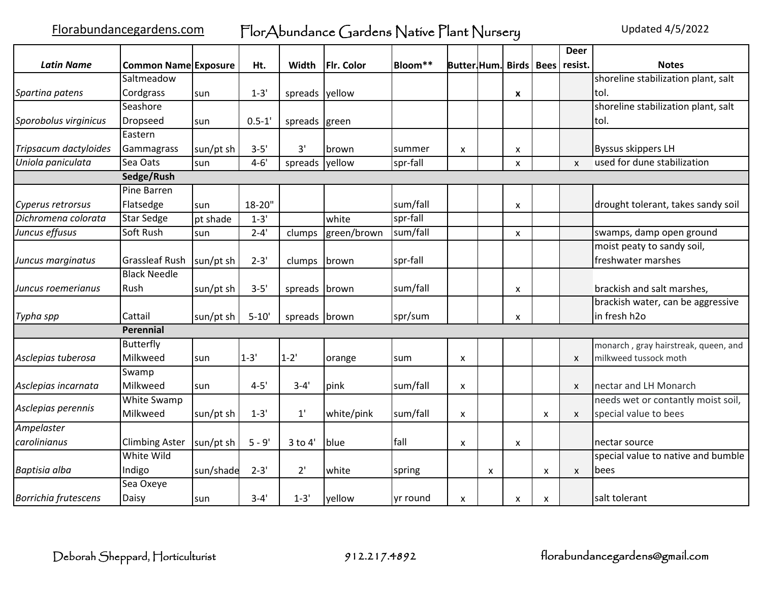Florabundancegardens.com FlorAbundance Gardens Native Plant Nursery Updated 4/5/2022

| *Latin Name* | Common Name | Exposure | Ht. | Width | Flr. Color | Bloom** | Butter. | Hum. | Birds | Bees | Deer resist. | Notes |
|---|---|---|---|---|---|---|---|---|---|---|---|---|
| *Spartina patens* | Saltmeadow Cordgrass | sun | 1-3' | spreads | yellow | | | | x | | | shoreline stabilization plant, salt tol. |
| *Sporobolus virginicus* | Seashore Dropseed | sun | 0.5-1' | spreads | green | | | | | | | shoreline stabilization plant, salt tol. |
| *Tripsacum dactyloides* | Eastern Gammagrass | sun/pt sh | 3-5' | 3' | brown | summer | x | | x | | | Byssus skippers LH |
| *Uniola paniculata* | Sea Oats | sun | 4-6' | spreads | yellow | spr-fall | | | x | | x | used for dune stabilization |
| | **Sedge/Rush** | | | | | | | | | | | |
| *Cyperus retrorsus* | Pine Barren Flatsedge | sun | 18-20" | | | sum/fall | | | x | | | drought tolerant, takes sandy soil |
| *Dichromena colorata* | Star Sedge | pt shade | 1-3' | | white | spr-fall | | | | | | |
| *Juncus effusus* | Soft Rush | sun | 2-4' | clumps | green/brown | sum/fall | | | x | | | swamps, damp open ground |
| *Juncus marginatus* | Grassleaf Rush | sun/pt sh | 2-3' | clumps | brown | spr-fall | | | | | | moist peaty to sandy soil, freshwater marshes |
| *Juncus roemerianus* | Black Needle Rush | sun/pt sh | 3-5' | spreads | brown | sum/fall | | | x | | | brackish and salt marshes, |
| *Typha spp* | Cattail | sun/pt sh | 5-10' | spreads | brown | spr/sum | | | x | | | brackish water, can be aggressive in fresh h2o |
| | **Perennial** | | | | | | | | | | | |
| *Asclepias tuberosa* | Butterfly Milkweed | sun | 1-3' | 1-2' | orange | sum | x | | | | x | monarch , gray hairstreak, queen, and milkweed tussock moth |
| *Asclepias incarnata* | Swamp Milkweed | sun | 4-5' | 3-4' | pink | sum/fall | x | | | | x | nectar and LH Monarch |
| *Asclepias perennis* | White Swamp Milkweed | sun/pt sh | 1-3' | 1' | white/pink | sum/fall | x | | | x | x | needs wet or contantly moist soil, special value to bees |
| *Ampelaster carolinianus* | Climbing Aster | sun/pt sh | 5 - 9' | 3 to 4' | blue | fall | x | | x | | | nectar source |
| *Baptisia alba* | White Wild Indigo | sun/shade | 2-3' | 2' | white | spring | | x | | x | x | special value to native and bumble bees |
| *Borrichia frutescens* | Sea Oxeye Daisy | sun | 3-4' | 1-3' | yellow | yr round | x | | x | x | | salt tolerant |

Deborah Sheppard, Horticulturist 912.217.4892 florabundancegardens@gmail.com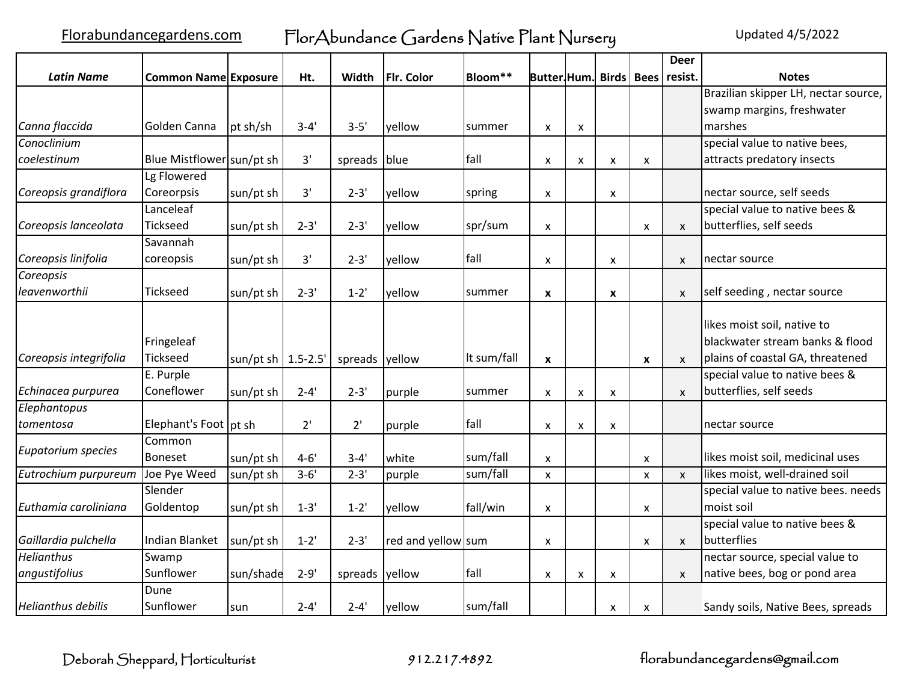Florabundancegardens.com — FlorAbundance Gardens Native Plant Nursery — Updated 4/5/2022

| *Latin Name* | Common Name | Exposure | Ht. | Width | Flr. Color | Bloom** | Butter. | Hum. | Birds | Bees | Deer resist. | Notes |
|---|---|---|---|---|---|---|---|---|---|---|---|---|
| *Canna flaccida* | Golden Canna | pt sh/sh | 3-4' | 3-5' | yellow | summer | x | x | | | | Brazilian skipper LH, nectar source, swamp margins, freshwater marshes |
| *Conoclinium coelestinum* | Blue Mistflower | sun/pt sh | 3' | spreads | blue | fall | x | x | x | x | | special value to native bees, attracts predatory insects |
| *Coreopsis grandiflora* | Lg Flowered Coreorpsis | sun/pt sh | 3' | 2-3' | yellow | spring | x | | x | | | nectar source, self seeds |
| *Coreopsis lanceolata* | Lanceleaf Tickseed | sun/pt sh | 2-3' | 2-3' | yellow | spr/sum | x | | | x | x | special value to native bees & butterflies, self seeds |
| *Coreopsis linifolia* | Savannah coreopsis | sun/pt sh | 3' | 2-3' | yellow | fall | x | | x | | x | nectar source |
| *Coreopsis leavenworthii* | Tickseed | sun/pt sh | 2-3' | 1-2' | yellow | summer | **x** | | **x** | | x | self seeding , nectar source |
| *Coreopsis integrifolia* | Fringeleaf Tickseed | sun/pt sh | 1.5-2.5' | spreads | yellow | lt sum/fall | **x** | | | **x** | x | likes moist soil, native to blackwater stream banks & flood plains of coastal GA, threatened |
| *Echinacea purpurea* | E. Purple Coneflower | sun/pt sh | 2-4' | 2-3' | purple | summer | x | x | x | | x | special value to native bees & butterflies, self seeds |
| *Elephantopus tomentosa* | Elephant's Foot | pt sh | 2' | 2' | purple | fall | x | x | x | | | nectar source |
| *Eupatorium species* | Common Boneset | sun/pt sh | 4-6' | 3-4' | white | sum/fall | x | | | x | | likes moist soil, medicinal uses |
| *Eutrochium purpureum* | Joe Pye Weed | sun/pt sh | 3-6' | 2-3' | purple | sum/fall | x | | | x | x | likes moist, well-drained soil |
| *Euthamia caroliniana* | Slender Goldentop | sun/pt sh | 1-3' | 1-2' | yellow | fall/win | x | | | x | | special value to native bees. needs moist soil |
| *Gaillardia pulchella* | Indian Blanket | sun/pt sh | 1-2' | 2-3' | red and yellow | sum | x | | | x | x | special value to native bees & butterflies |
| *Helianthus angustifolius* | Swamp Sunflower | sun/shade | 2-9' | spreads | yellow | fall | x | x | x | | x | nectar source, special value to native bees, bog or pond area |
| *Helianthus debilis* | Dune Sunflower | sun | 2-4' | 2-4' | yellow | sum/fall | | | x | x | | Sandy soils, Native Bees, spreads |

Deborah Sheppard, Horticulturist — 912.217.4892 — florabundancegardens@gmail.com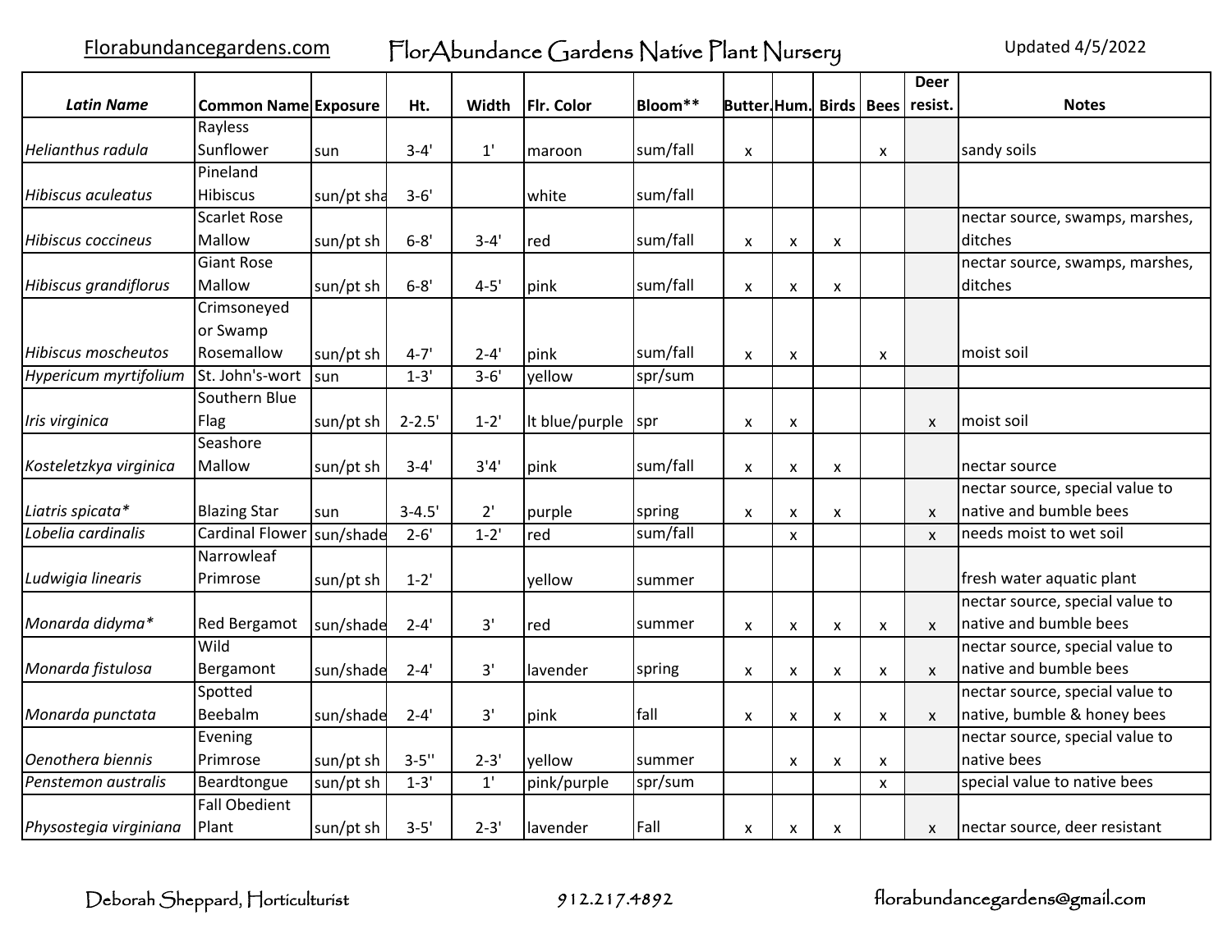Florabundancegardens.com FlorAbundance Gardens Native Plant Nursery Updated 4/5/2022

| *Latin Name* | Common Name | Exposure | Ht. | Width | Flr. Color | Bloom** | Butter. | Hum. | Birds | Bees | Deer resist. | Notes |
|---|---|---|---|---|---|---|---|---|---|---|---|---|
| *Helianthus radula* | Rayless Sunflower | sun | 3-4' | 1' | maroon | sum/fall | x | | | x | | sandy soils |
| *Hibiscus aculeatus* | Pineland Hibiscus | sun/pt sha | 3-6' | | white | sum/fall | | | | | | |
| *Hibiscus coccineus* | Scarlet Rose Mallow | sun/pt sh | 6-8' | 3-4' | red | sum/fall | x | x | x | | | nectar source, swamps, marshes, ditches |
| *Hibiscus grandiflorus* | Giant Rose Mallow | sun/pt sh | 6-8' | 4-5' | pink | sum/fall | x | x | x | | | nectar source, swamps, marshes, ditches |
| *Hibiscus moscheutos* | Crimsoneyed or Swamp Rosemallow | sun/pt sh | 4-7' | 2-4' | pink | sum/fall | x | x | | x | | moist soil |
| *Hypericum myrtifolium* | St. John's-wort | sun | 1-3' | 3-6' | yellow | spr/sum | | | | | | |
| *Iris virginica* | Southern Blue Flag | sun/pt sh | 2-2.5' | 1-2' | lt blue/purple | spr | x | x | | | x | moist soil |
| *Kosteletzkya virginica* | Seashore Mallow | sun/pt sh | 3-4' | 3'4' | pink | sum/fall | x | x | x | | | nectar source |
| *Liatris spicata** | Blazing Star | sun | 3-4.5' | 2' | purple | spring | x | x | x | | x | nectar source, special value to native and bumble bees |
| *Lobelia cardinalis* | Cardinal Flower | sun/shade | 2-6' | 1-2' | red | sum/fall | | x | | | x | needs moist to wet soil |
| *Ludwigia linearis* | Narrowleaf Primrose | sun/pt sh | 1-2' | | yellow | summer | | | | | | fresh water aquatic plant |
| *Monarda didyma** | Red Bergamot | sun/shade | 2-4' | 3' | red | summer | x | x | x | x | x | nectar source, special value to native and bumble bees |
| *Monarda fistulosa* | Wild Bergamont | sun/shade | 2-4' | 3' | lavender | spring | x | x | x | x | x | nectar source, special value to native and bumble bees |
| *Monarda punctata* | Spotted Beebalm | sun/shade | 2-4' | 3' | pink | fall | x | x | x | x | x | nectar source, special value to native, bumble & honey bees |
| *Oenothera biennis* | Evening Primrose | sun/pt sh | 3-5'' | 2-3' | yellow | summer | | x | x | x | | nectar source, special value to native bees |
| *Penstemon australis* | Beardtongue | sun/pt sh | 1-3' | 1' | pink/purple | spr/sum | | | | x | | special value to native bees |
| *Physostegia virginiana* | Fall Obedient Plant | sun/pt sh | 3-5' | 2-3' | lavender | Fall | x | x | x | | x | nectar source, deer resistant |

Deborah Sheppard, Horticulturist 912.217.4892 florabundancegardens@gmail.com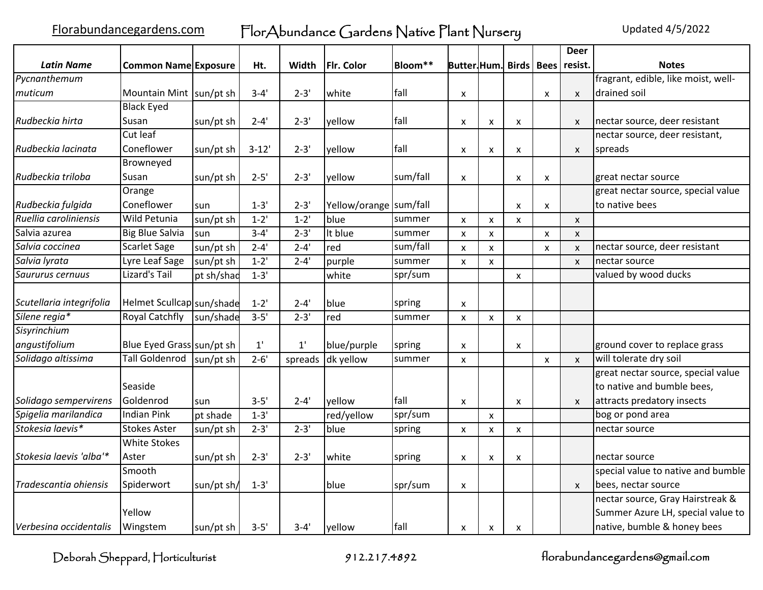Florabundancegardens.com FlorAbundance Gardens Native Plant Nursery Updated 4/5/2022

| *Latin Name* | Common Name | Exposure | Ht. | Width | Flr. Color | Bloom** | Butter. | Hum. | Birds | Bees | Deer resist. | Notes |
|---|---|---|---|---|---|---|---|---|---|---|---|---|
| *Pycnanthemum muticum* | Mountain Mint | sun/pt sh | 3-4' | 2-3' | white | fall | x | | | x | x | fragrant, edible, like moist, well-drained soil |
| *Rudbeckia hirta* | Black Eyed Susan | sun/pt sh | 2-4' | 2-3' | yellow | fall | x | x | x | | x | nectar source, deer resistant |
| *Rudbeckia lacinata* | Cut leaf Coneflower | sun/pt sh | 3-12' | 2-3' | yellow | fall | x | x | x | | x | nectar source, deer resistant, spreads |
| *Rudbeckia triloba* | Browneyed Susan | sun/pt sh | 2-5' | 2-3' | yellow | sum/fall | x | | x | x | | great nectar source |
| *Rudbeckia fulgida* | Orange Coneflower | sun | 1-3' | 2-3' | Yellow/orange | sum/fall | | | x | x | | great nectar source, special value to native bees |
| *Ruellia caroliniensis* | Wild Petunia | sun/pt sh | 1-2' | 1-2' | blue | summer | x | x | x | | x | |
| Salvia azurea | Big Blue Salvia | sun | 3-4' | 2-3' | lt blue | summer | x | x | | x | x | |
| *Salvia coccinea* | Scarlet Sage | sun/pt sh | 2-4' | 2-4' | red | sum/fall | x | x | | x | x | nectar source, deer resistant |
| *Salvia lyrata* | Lyre Leaf Sage | sun/pt sh | 1-2' | 2-4' | purple | summer | x | x | | | x | nectar source |
| *Saururus cernuus* | Lizard's Tail | pt sh/shad | 1-3' | | white | spr/sum | | | x | | | valued by wood ducks |
| *Scutellaria integrifolia* | Helmet Scullcap | sun/shade | 1-2' | 2-4' | blue | spring | x | | | | | |
| *Silene regia** | Royal Catchfly | sun/shade | 3-5' | 2-3' | red | summer | x | x | x | | | |
| *Sisyrinchium angustifolium* | Blue Eyed Grass | sun/pt sh | 1' | 1' | blue/purple | spring | x | | x | | | ground cover to replace grass |
| *Solidago altissima* | Tall Goldenrod | sun/pt sh | 2-6' | spreads | dk yellow | summer | x | | | x | x | will tolerate dry soil |
| *Solidago sempervirens* | Seaside Goldenrod | sun | 3-5' | 2-4' | yellow | fall | x | | x | | x | great nectar source, special value to native and bumble bees, attracts predatory insects |
| *Spigelia marilandica* | Indian Pink | pt shade | 1-3' | | red/yellow | spr/sum | | x | | | | bog or pond area |
| *Stokesia laevis** | Stokes Aster | sun/pt sh | 2-3' | 2-3' | blue | spring | x | x | x | | | nectar source |
| *Stokesia laevis 'alba'** | White Stokes Aster | sun/pt sh | 2-3' | 2-3' | white | spring | x | x | x | | | nectar source |
| *Tradescantia ohiensis* | Smooth Spiderwort | sun/pt sh/ | 1-3' | | blue | spr/sum | x | | | | x | special value to native and bumble bees, nectar source |
| *Verbesina occidentalis* | Yellow Wingstem | sun/pt sh | 3-5' | 3-4' | yellow | fall | x | x | x | | | nectar source, Gray Hairstreak & Summer Azure LH, special value to native, bumble & honey bees |

Deborah Sheppard, Horticulturist 912.217.4892 florabundancegardens@gmail.com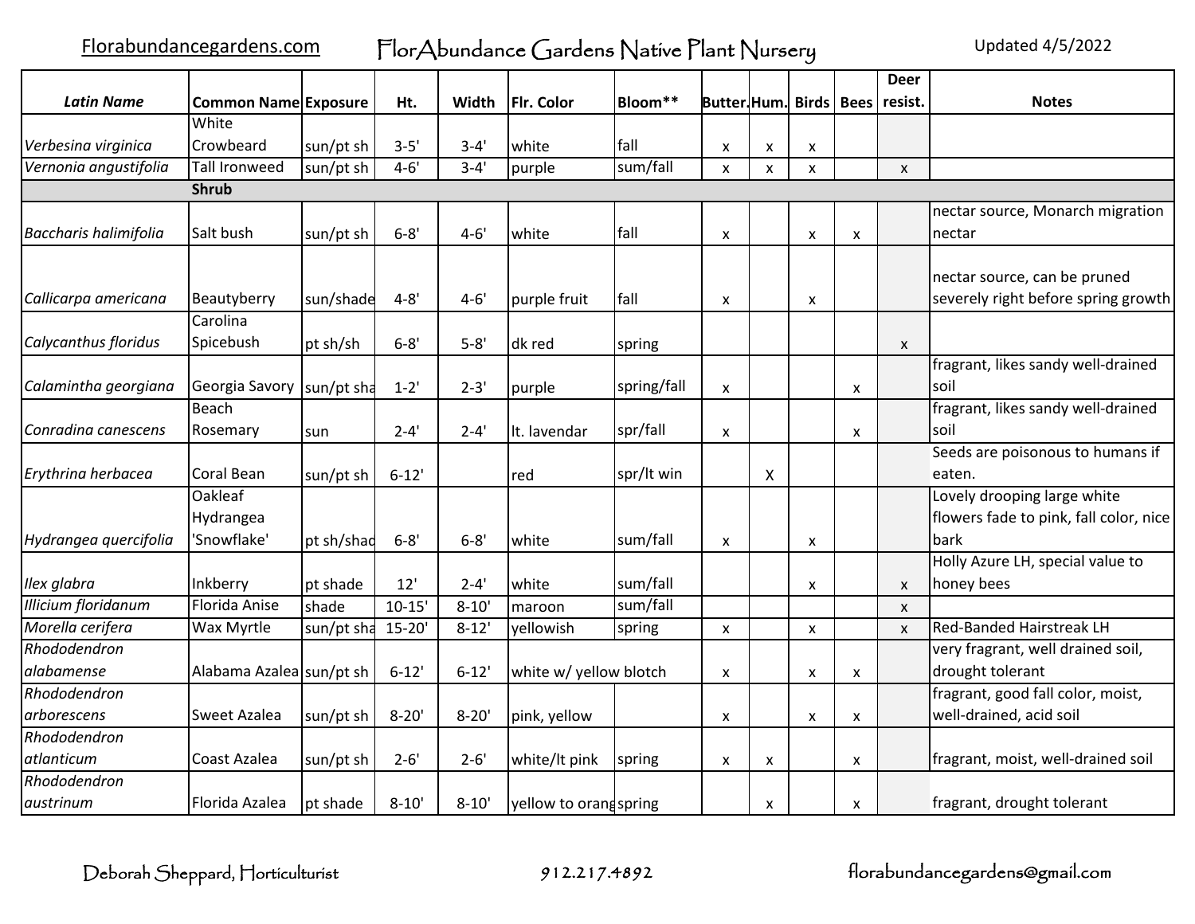Florabundancegardens.com FlorAbundance Gardens Native Plant Nursery Updated 4/5/2022

| *Latin Name* | Common Name | Exposure | Ht. | Width | Flr. Color | Bloom** | Butter. | Hum. | Birds | Bees | Deer resist. | Notes |
|---|---|---|---|---|---|---|---|---|---|---|---|---|
| *Verbesina virginica* | White Crowbeard | sun/pt sh | 3-5' | 3-4' | white | fall | x | x | x | | | |
| *Vernonia angustifolia* | Tall Ironweed | sun/pt sh | 4-6' | 3-4' | purple | sum/fall | x | x | x | | x | |
| | **Shrub** | | | | | | | | | | | |
| *Baccharis halimifolia* | Salt bush | sun/pt sh | 6-8' | 4-6' | white | fall | x | | x | x | | nectar source, Monarch migration nectar |
| *Callicarpa americana* | Beautyberry | sun/shade | 4-8' | 4-6' | purple fruit | fall | x | | x | | | nectar source, can be pruned severely right before spring growth |
| *Calycanthus floridus* | Carolina Spicebush | pt sh/sh | 6-8' | 5-8' | dk red | spring | | | | | x | |
| *Calamintha georgiana* | Georgia Savory | sun/pt sha | 1-2' | 2-3' | purple | spring/fall | x | | | x | | fragrant, likes sandy well-drained soil |
| *Conradina canescens* | Beach Rosemary | sun | 2-4' | 2-4' | lt. lavendar | spr/fall | x | | | x | | fragrant, likes sandy well-drained soil |
| *Erythrina herbacea* | Coral Bean | sun/pt sh | 6-12' | | red | spr/lt win | | X | | | | Seeds are poisonous to humans if eaten. |
| *Hydrangea quercifolia* | Oakleaf Hydrangea 'Snowflake' | pt sh/shad | 6-8' | 6-8' | white | sum/fall | x | | x | | | Lovely drooping large white flowers fade to pink, fall color, nice bark |
| *Ilex glabra* | Inkberry | pt shade | 12' | 2-4' | white | sum/fall | | | x | | x | Holly Azure LH, special value to honey bees |
| *Illicium floridanum* | Florida Anise | shade | 10-15' | 8-10' | maroon | sum/fall | | | | | x | |
| *Morella cerifera* | Wax Myrtle | sun/pt sha | 15-20' | 8-12' | yellowish | spring | x | | x | | x | Red-Banded Hairstreak LH |
| *Rhododendron alabamense* | Alabama Azalea | sun/pt sh | 6-12' | 6-12' | white w/ yellow blotch | | x | | x | x | | very fragrant, well drained soil, drought tolerant |
| *Rhododendron arborescens* | Sweet Azalea | sun/pt sh | 8-20' | 8-20' | pink, yellow | | x | | x | x | | fragrant, good fall color, moist, well-drained, acid soil |
| *Rhododendron atlanticum* | Coast Azalea | sun/pt sh | 2-6' | 2-6' | white/lt pink | spring | x | x | | x | | fragrant, moist, well-drained soil |
| *Rhododendron austrinum* | Florida Azalea | pt shade | 8-10' | 8-10' | yellow to orang | spring | | x | | x | | fragrant, drought tolerant |

Deborah Sheppard, Horticulturist 912.217.4892 florabundancegardens@gmail.com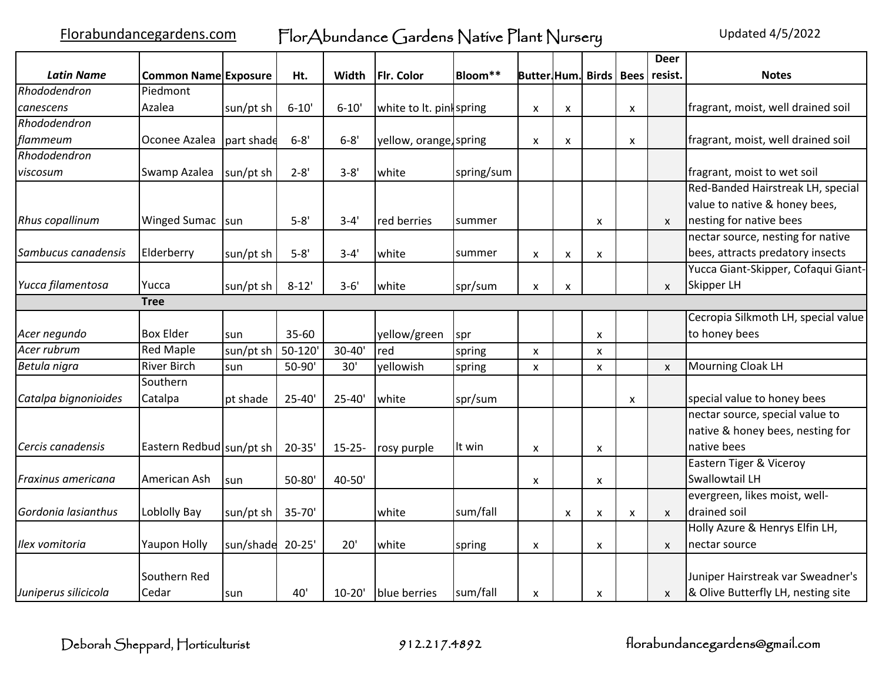Florabundancegardens.com FlorAbundance Gardens Native Plant Nursery Updated 4/5/2022

| Latin Name | Common Name | Exposure | Ht. | Width | Flr. Color | Bloom** | Butter. | Hum. | Birds | Bees | Deer resist. | Notes |
|---|---|---|---|---|---|---|---|---|---|---|---|---|
| *Rhododendron canescens* | Piedmont Azalea | sun/pt sh | 6-10' | 6-10' | white to lt. pink | spring | x | x | | x | | fragrant, moist, well drained soil |
| *Rhododendron flammeum* | Oconee Azalea | part shade | 6-8' | 6-8' | yellow, orange, | spring | x | x | | x | | fragrant, moist, well drained soil |
| *Rhododendron viscosum* | Swamp Azalea | sun/pt sh | 2-8' | 3-8' | white | spring/sum | | | | | | fragrant, moist to wet soil |
| *Rhus copallinum* | Winged Sumac | sun | 5-8' | 3-4' | red berries | summer | | | x | | x | Red-Banded Hairstreak LH, special value to native & honey bees, nesting for native bees |
| *Sambucus canadensis* | Elderberry | sun/pt sh | 5-8' | 3-4' | white | summer | x | x | x | | | nectar source, nesting for native bees, attracts predatory insects |
| *Yucca filamentosa* | Yucca | sun/pt sh | 8-12' | 3-6' | white | spr/sum | x | x | | | x | Yucca Giant-Skipper, Cofaqui Giant-Skipper LH |
| | **Tree** | | | | | | | | | | | |
| *Acer negundo* | Box Elder | sun | 35-60 | | yellow/green | spr | | | x | | | Cecropia Silkmoth LH, special value to honey bees |
| *Acer rubrum* | Red Maple | sun/pt sh | 50-120' | 30-40' | red | spring | x | | x | | | |
| *Betula nigra* | River Birch | sun | 50-90' | 30' | yellowish | spring | x | | x | | x | Mourning Cloak LH |
| *Catalpa bignonioides* | Southern Catalpa | pt shade | 25-40' | 25-40' | white | spr/sum | | | | x | | special value to honey bees |
| *Cercis canadensis* | Eastern Redbud | sun/pt sh | 20-35' | 15-25- | rosy purple | lt win | x | | x | | | nectar source, special value to native & honey bees, nesting for native bees |
| *Fraxinus americana* | American Ash | sun | 50-80' | 40-50' | | | x | | x | | | Eastern Tiger & Viceroy Swallowtail LH |
| *Gordonia lasianthus* | Loblolly Bay | sun/pt sh | 35-70' | | white | sum/fall | | x | x | x | x | evergreen, likes moist, well-drained soil |
| *Ilex vomitoria* | Yaupon Holly | sun/shade | 20-25' | 20' | white | spring | x | | x | | x | Holly Azure & Henrys Elfin LH, nectar source |
| *Juniperus silicicola* | Southern Red Cedar | sun | 40' | 10-20' | blue berries | sum/fall | x | | x | | x | Juniper Hairstreak var Sweadner's & Olive Butterfly LH, nesting site |

Deborah Sheppard, Horticulturist 912.217.4892 florabundancegardens@gmail.com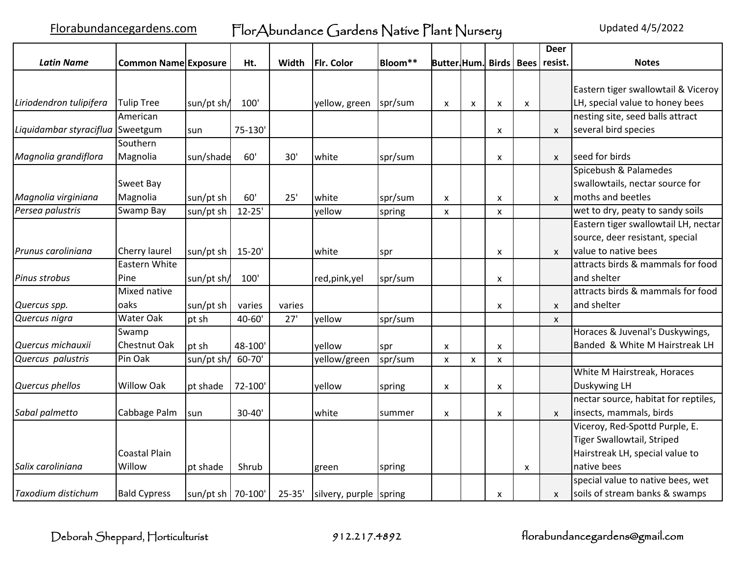Florabundancegardens.com FlorAbundance Gardens Native Plant Nursery Updated 4/5/2022

| *Latin Name* | Common Name | Exposure | Ht. | Width | Flr. Color | Bloom** | Butter. | Hum. | Birds | Bees | Deer resist. | Notes |
|---|---|---|---|---|---|---|---|---|---|---|---|---|
| *Liriodendron tulipifera* | Tulip Tree | sun/pt sh/ | 100' | | yellow, green | spr/sum | x | x | x | x | | Eastern tiger swallowtail & Viceroy LH, special value to honey bees |
| *Liquidambar styraciflua* | American Sweetgum | sun | 75-130' | | | | | | x | | x | nesting site, seed balls attract several bird species |
| *Magnolia grandiflora* | Southern Magnolia | sun/shade | 60' | 30' | white | spr/sum | | | x | | x | seed for birds |
| *Magnolia virginiana* | Sweet Bay Magnolia | sun/pt sh | 60' | 25' | white | spr/sum | x | | x | | x | Spicebush & Palamedes swallowtails, nectar source for moths and beetles |
| *Persea palustris* | Swamp Bay | sun/pt sh | 12-25' | | yellow | spring | x | | x | | | wet to dry, peaty to sandy soils |
| *Prunus caroliniana* | Cherry laurel | sun/pt sh | 15-20' | | white | spr | | | x | | x | Eastern tiger swallowtail LH, nectar source, deer resistant, special value to native bees |
| *Pinus strobus* | Eastern White Pine | sun/pt sh/ | 100' | | red,pink,yel | spr/sum | | | x | | | attracts birds & mammals for food and shelter |
| *Quercus spp.* | Mixed native oaks | sun/pt sh | varies | varies | | | | | x | | x | attracts birds & mammals for food and shelter |
| *Quercus nigra* | Water Oak | pt sh | 40-60' | 27' | yellow | spr/sum | | | | | x | |
| *Quercus michauxii* | Swamp Chestnut Oak | pt sh | 48-100' | | yellow | spr | x | | x | | | Horaces & Juvenal's Duskywings, Banded & White M Hairstreak LH |
| *Quercus palustris* | Pin Oak | sun/pt sh/ | 60-70' | | yellow/green | spr/sum | x | x | x | | | |
| *Quercus phellos* | Willow Oak | pt shade | 72-100' | | yellow | spring | x | | x | | | White M Hairstreak, Horaces Duskywing LH |
| *Sabal palmetto* | Cabbage Palm | sun | 30-40' | | white | summer | x | | x | | x | nectar source, habitat for reptiles, insects, mammals, birds |
| *Salix caroliniana* | Coastal Plain Willow | pt shade | Shrub | | green | spring | | | | x | | Viceroy, Red-Spottd Purple, E. Tiger Swallowtail, Striped Hairstreak LH, special value to native bees |
| *Taxodium distichum* | Bald Cypress | sun/pt sh | 70-100' | 25-35' | silvery, purple | spring | | | x | | x | special value to native bees, wet soils of stream banks & swamps |

Deborah Sheppard, Horticulturist 912.217.4892 florabundancegardens@gmail.com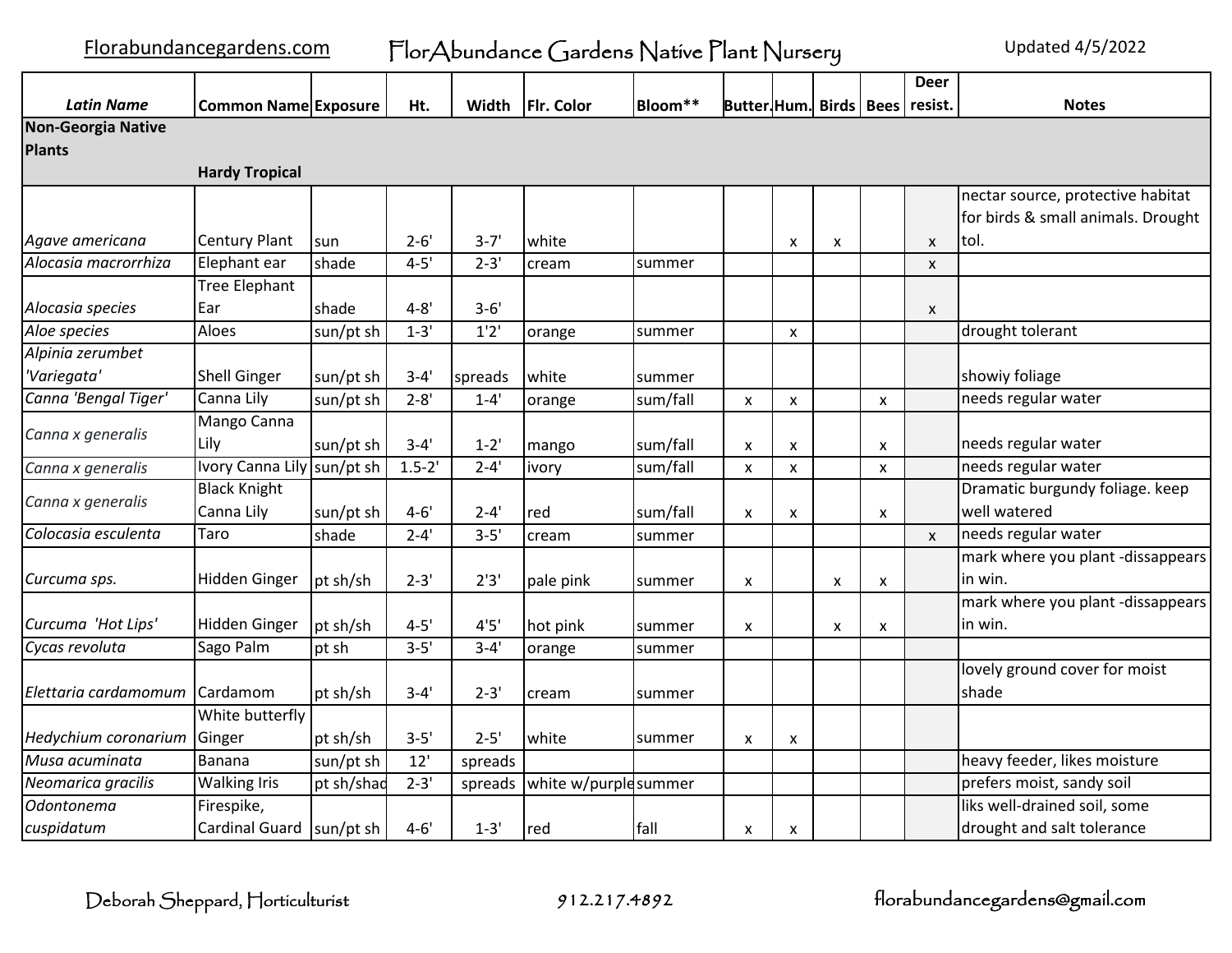Florabundancegardens.com FlorAbundance Gardens Native Plant Nursery Updated 4/5/2022

| Latin Name | Common Name | Exposure | Ht. | Width | Flr. Color | Bloom** | Butter. | Hum. | Birds | Bees | Deer resist. | Notes |
|---|---|---|---|---|---|---|---|---|---|---|---|---|
| **Non-Georgia Native Plants** | | | | | | | | | | | | |
| | **Hardy Tropical** | | | | | | | | | | | |
| *Agave americana* | Century Plant | sun | 2-6' | 3-7' | white | | | x | x | | x | nectar source, protective habitat for birds & small animals. Drought tol. |
| *Alocasia macrorrhiza* | Elephant ear | shade | 4-5' | 2-3' | cream | summer | | | | | x | |
| *Alocasia species* | Tree Elephant Ear | shade | 4-8' | 3-6' | | | | | | | x | |
| *Aloe species* | Aloes | sun/pt sh | 1-3' | 1'2' | orange | summer | | x | | | | drought tolerant |
| *Alpinia zerumbet 'Variegata'* | Shell Ginger | sun/pt sh | 3-4' | spreads | white | summer | | | | | | showiy foliage |
| *Canna 'Bengal Tiger'* | Canna Lily | sun/pt sh | 2-8' | 1-4' | orange | sum/fall | x | x | | x | | needs regular water |
| *Canna x generalis* | Mango Canna Lily | sun/pt sh | 3-4' | 1-2' | mango | sum/fall | x | x | | x | | needs regular water |
| *Canna x generalis* | Ivory Canna Lily | sun/pt sh | 1.5-2' | 2-4' | ivory | sum/fall | x | x | | x | | needs regular water |
| *Canna x generalis* | Black Knight Canna Lily | sun/pt sh | 4-6' | 2-4' | red | sum/fall | x | x | | x | | Dramatic burgundy foliage. keep well watered |
| *Colocasia esculenta* | Taro | shade | 2-4' | 3-5' | cream | summer | | | | | x | needs regular water |
| *Curcuma sps.* | Hidden Ginger | pt sh/sh | 2-3' | 2'3' | pale pink | summer | x | | x | x | | mark where you plant -dissappears in win. |
| *Curcuma 'Hot Lips'* | Hidden Ginger | pt sh/sh | 4-5' | 4'5' | hot pink | summer | x | | x | x | | mark where you plant -dissappears in win. |
| *Cycas revoluta* | Sago Palm | pt sh | 3-5' | 3-4' | orange | summer | | | | | | |
| *Elettaria cardamomum* | Cardamom | pt sh/sh | 3-4' | 2-3' | cream | summer | | | | | | lovely ground cover for moist shade |
| *Hedychium coronarium* | White butterfly Ginger | pt sh/sh | 3-5' | 2-5' | white | summer | x | x | | | | |
| *Musa acuminata* | Banana | sun/pt sh | 12' | spreads | | | | | | | | heavy feeder, likes moisture |
| *Neomarica gracilis* | Walking Iris | pt sh/shad | 2-3' | spreads | white w/purple | summer | | | | | | prefers moist, sandy soil |
| *Odontonema cuspidatum* | Firespike, Cardinal Guard | sun/pt sh | 4-6' | 1-3' | red | fall | x | x | | | | liks well-drained soil, some drought and salt tolerance |

Deborah Sheppard, Horticulturist 912.217.4892 florabundancegardens@gmail.com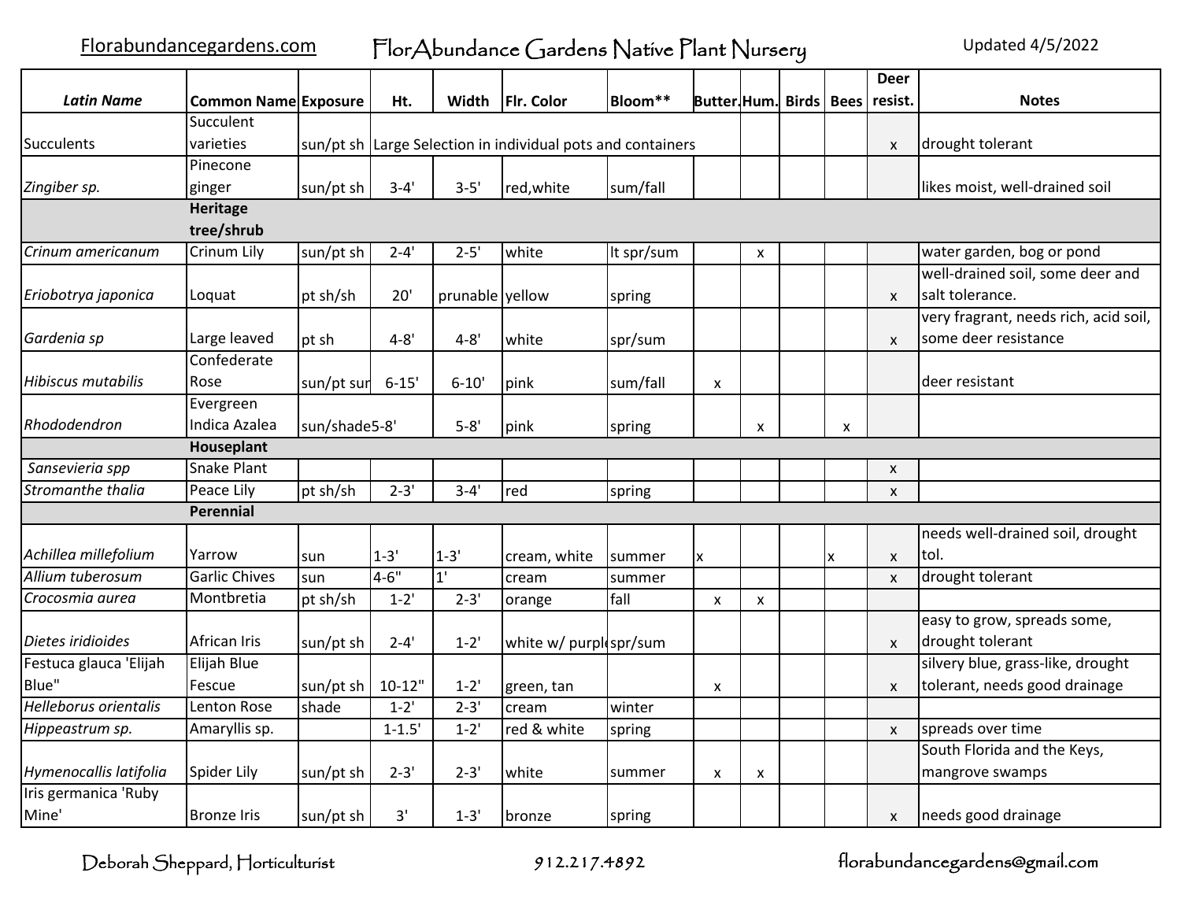Florabundancegardens.com FlorAbundance Gardens Native Plant Nursery Updated 4/5/2022

| *Latin Name* | Common Name | Exposure | Ht. | Width | Flr. Color | Bloom** | Butter. | Hum. | Birds | Bees | Deer resist. | Notes |
|---|---|---|---|---|---|---|---|---|---|---|---|---|
| Succulents | Succulent varieties | sun/pt sh | Large Selection in individual pots and containers | | | | | | | | x | drought tolerant |
| *Zingiber sp.* | Pinecone ginger | sun/pt sh | 3-4' | 3-5' | red,white | sum/fall | | | | | | likes moist, well-drained soil |
| | **Heritage tree/shrub** | | | | | | | | | | | |
| *Crinum americanum* | Crinum Lily | sun/pt sh | 2-4' | 2-5' | white | lt spr/sum | | x | | | | water garden, bog or pond |
| *Eriobotrya japonica* | Loquat | pt sh/sh | 20' | prunable | yellow | spring | | | | | x | well-drained soil, some deer and salt tolerance. |
| *Gardenia sp* | Large leaved | pt sh | 4-8' | 4-8' | white | spr/sum | | | | | x | very fragrant, needs rich, acid soil, some deer resistance |
| *Hibiscus mutabilis* | Confederate Rose | sun/pt sun | 6-15' | 6-10' | pink | sum/fall | x | | | | | deer resistant |
| *Rhododendron* | Evergreen Indica Azalea | sun/shade | 5-8' | 5-8' | pink | spring | | x | | x | | |
| | **Houseplant** | | | | | | | | | | | |
| *Sansevieria spp* | Snake Plant | | | | | | | | | | x | |
| *Stromanthe thalia* | Peace Lily | pt sh/sh | 2-3' | 3-4' | red | spring | | | | | x | |
| | **Perennial** | | | | | | | | | | | |
| *Achillea millefolium* | Yarrow | sun | 1-3' | 1-3' | cream, white | summer | x | | | x | x | needs well-drained soil, drought tol. |
| *Allium tuberosum* | Garlic Chives | sun | 4-6" | 1' | cream | summer | | | | | x | drought tolerant |
| *Crocosmia aurea* | Montbretia | pt sh/sh | 1-2' | 2-3' | orange | fall | x | x | | | | |
| *Dietes iridioides* | African Iris | sun/pt sh | 2-4' | 1-2' | white w/ purple | spr/sum | | | | | x | easy to grow, spreads some, drought tolerant |
| Festuca glauca 'Elijah Blue" | Elijah Blue Fescue | sun/pt sh | 10-12" | 1-2' | green, tan | | x | | | | x | silvery blue, grass-like, drought tolerant, needs good drainage |
| *Helleborus orientalis* | Lenton Rose | shade | 1-2' | 2-3' | cream | winter | | | | | | |
| *Hippeastrum sp.* | Amaryllis sp. | | 1-1.5' | 1-2' | red & white | spring | | | | | x | spreads over time |
| *Hymenocallis latifolia* | Spider Lily | sun/pt sh | 2-3' | 2-3' | white | summer | x | x | | | | South Florida and the Keys, mangrove swamps |
| Iris germanica 'Ruby Mine' | Bronze Iris | sun/pt sh | 3' | 1-3' | bronze | spring | | | | | x | needs good drainage |

Deborah Sheppard, Horticulturist 912.217.4892 florabundancegardens@gmail.com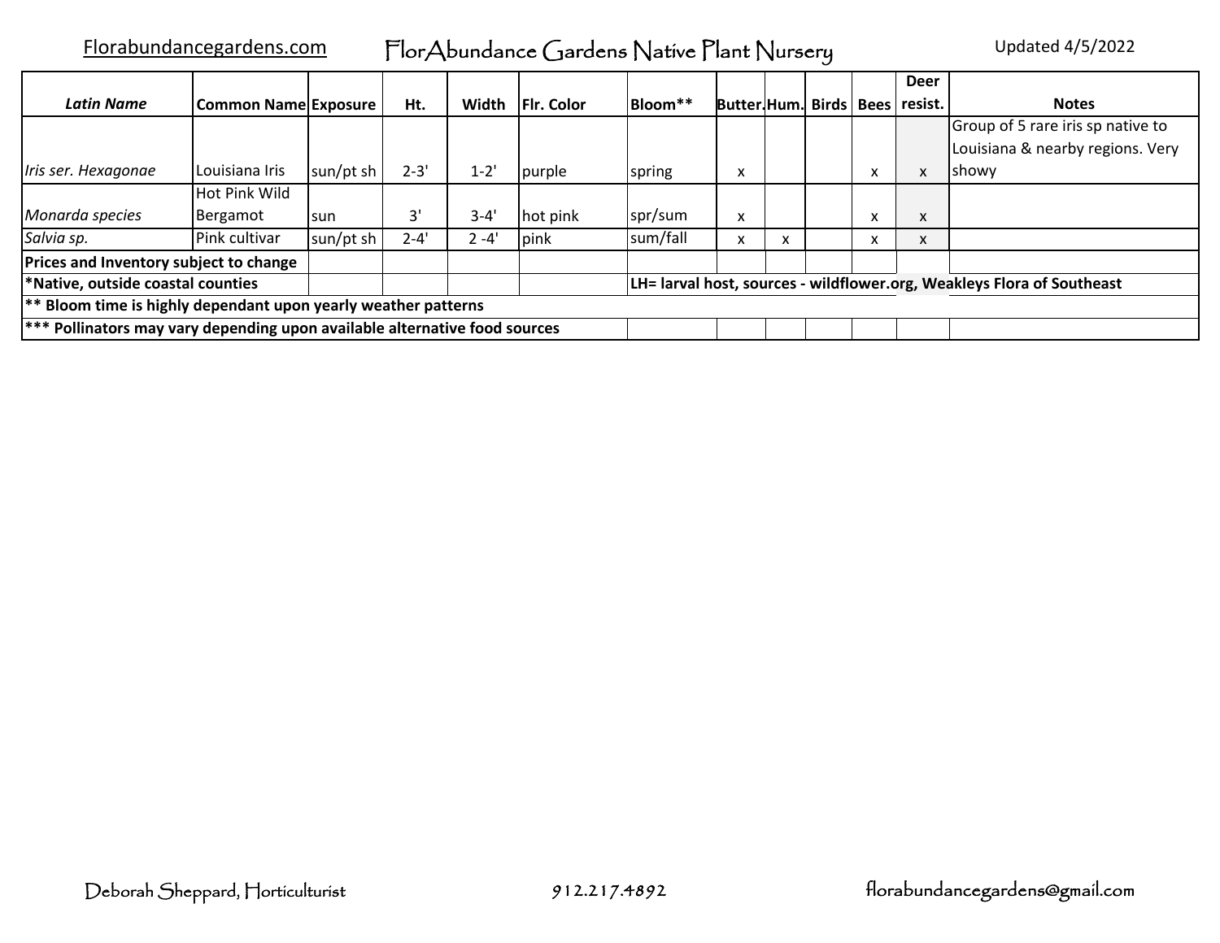| *Latin Name* | Common Name | Exposure | Ht. | Width | Flr. Color | Bloom** | Butter. | Hum. | Birds | Bees | Deer resist. | Notes |
|---|---|---|---|---|---|---|---|---|---|---|---|---|
| *Iris ser. Hexagonae* | Louisiana Iris | sun/pt sh | 2-3' | 1-2' | purple | spring | x | | | x | x | Group of 5 rare iris sp native to Louisiana & nearby regions. Very showy |
| *Monarda species* | Hot Pink Wild Bergamot | sun | 3' | 3-4' | hot pink | spr/sum | x | | | x | x | |
| *Salvia sp.* | Pink cultivar | sun/pt sh | 2-4' | 2 -4' | pink | sum/fall | x | x | | x | x | |
| **Prices and Inventory subject to change** | | | | | | | | | | | | |
| ***Native, outside coastal counties** | | | | | | **LH= larval host, sources - wildflower.org, Weakleys Flora of Southeast** | | | | | | |
| **** Bloom time is highly dependant upon yearly weather patterns** | | | | | | | | | | | | |
| ***** Pollinators may vary depending upon available alternative food sources** | | | | | | | | | | | | |